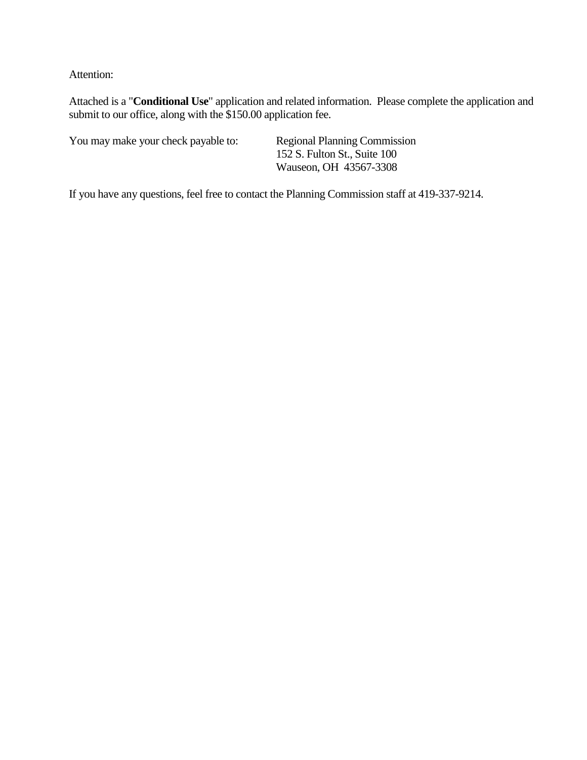Attention:

Attached is a "**Conditional Use**" application and related information. Please complete the application and submit to our office, along with the $150.00 application fee.

You may make your check payable to:

Regional Planning Commission
152 S. Fulton St., Suite 100
Wauseon, OH 43567-3308

If you have any questions, feel free to contact the Planning Commission staff at 419-337-9214.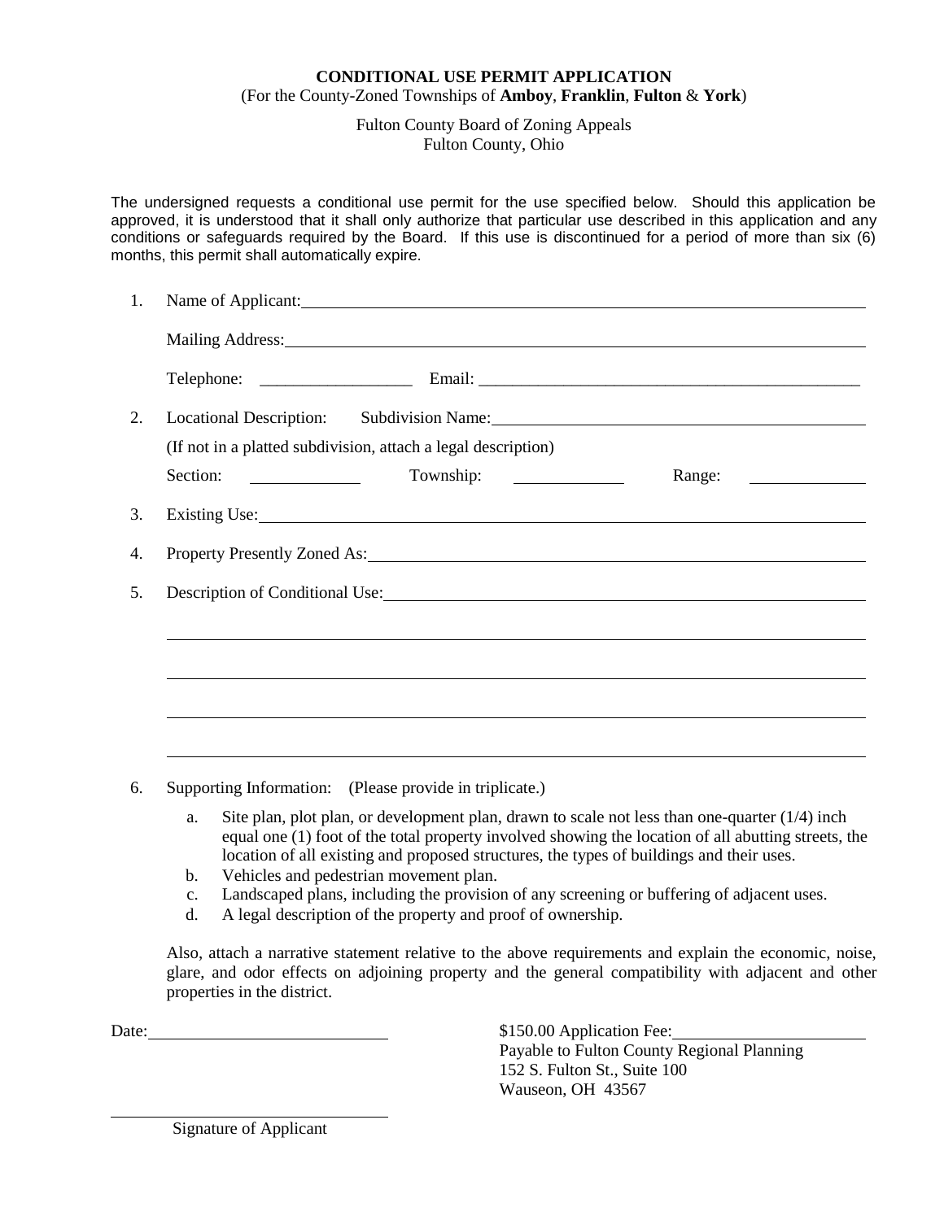**CONDITIONAL USE PERMIT APPLICATION**
(For the County-Zoned Townships of **Amboy**, **Franklin**, **Fulton** & **York**)

Fulton County Board of Zoning Appeals
Fulton County, Ohio

The undersigned requests a conditional use permit for the use specified below. Should this application be approved, it is understood that it shall only authorize that particular use described in this application and any conditions or safeguards required by the Board. If this use is discontinued for a period of more than six (6) months, this permit shall automatically expire.

1. Name of Applicant: ______________________________

   Mailing Address: ______________________________

   Telephone: __________________ Email: ______________________________

2. Locational Description: Subdivision Name: ______________________________

   (If not in a platted subdivision, attach a legal description)

   Section: __________ Township: __________ Range: __________

3. Existing Use: ______________________________

4. Property Presently Zoned As: ______________________________

5. Description of Conditional Use: ______________________________

   ______________________________

   ______________________________

   ______________________________

   ______________________________

6. Supporting Information: (Please provide in triplicate.)

   a. Site plan, plot plan, or development plan, drawn to scale not less than one-quarter (1/4) inch equal one (1) foot of the total property involved showing the location of all abutting streets, the location of all existing and proposed structures, the types of buildings and their uses.
   b. Vehicles and pedestrian movement plan.
   c. Landscaped plans, including the provision of any screening or buffering of adjacent uses.
   d. A legal description of the property and proof of ownership.

   Also, attach a narrative statement relative to the above requirements and explain the economic, noise, glare, and odor effects on adjoining property and the general compatibility with adjacent and other properties in the district.

Date: ______________________

$150.00 Application Fee: ______________________
Payable to Fulton County Regional Planning
152 S. Fulton St., Suite 100
Wauseon, OH 43567

______________________
Signature of Applicant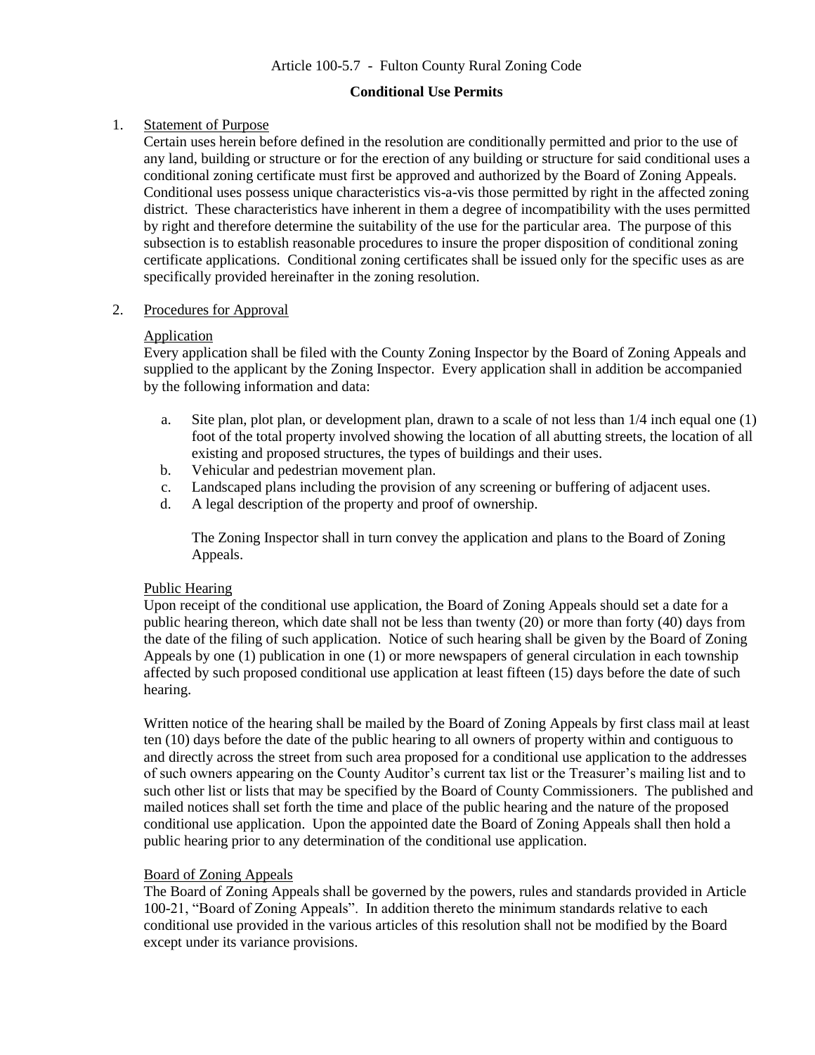Article 100-5.7 - Fulton County Rural Zoning Code

**Conditional Use Permits**

1. Statement of Purpose

   Certain uses herein before defined in the resolution are conditionally permitted and prior to the use of any land, building or structure or for the erection of any building or structure for said conditional uses a conditional zoning certificate must first be approved and authorized by the Board of Zoning Appeals. Conditional uses possess unique characteristics vis-a-vis those permitted by right in the affected zoning district. These characteristics have inherent in them a degree of incompatibility with the uses permitted by right and therefore determine the suitability of the use for the particular area. The purpose of this subsection is to establish reasonable procedures to insure the proper disposition of conditional zoning certificate applications. Conditional zoning certificates shall be issued only for the specific uses as are specifically provided hereinafter in the zoning resolution.

2. Procedures for Approval

   Application

   Every application shall be filed with the County Zoning Inspector by the Board of Zoning Appeals and supplied to the applicant by the Zoning Inspector. Every application shall in addition be accompanied by the following information and data:

   a. Site plan, plot plan, or development plan, drawn to a scale of not less than 1/4 inch equal one (1) foot of the total property involved showing the location of all abutting streets, the location of all existing and proposed structures, the types of buildings and their uses.
   b. Vehicular and pedestrian movement plan.
   c. Landscaped plans including the provision of any screening or buffering of adjacent uses.
   d. A legal description of the property and proof of ownership.

      The Zoning Inspector shall in turn convey the application and plans to the Board of Zoning Appeals.

   Public Hearing

   Upon receipt of the conditional use application, the Board of Zoning Appeals should set a date for a public hearing thereon, which date shall not be less than twenty (20) or more than forty (40) days from the date of the filing of such application. Notice of such hearing shall be given by the Board of Zoning Appeals by one (1) publication in one (1) or more newspapers of general circulation in each township affected by such proposed conditional use application at least fifteen (15) days before the date of such hearing.

   Written notice of the hearing shall be mailed by the Board of Zoning Appeals by first class mail at least ten (10) days before the date of the public hearing to all owners of property within and contiguous to and directly across the street from such area proposed for a conditional use application to the addresses of such owners appearing on the County Auditor's current tax list or the Treasurer's mailing list and to such other list or lists that may be specified by the Board of County Commissioners. The published and mailed notices shall set forth the time and place of the public hearing and the nature of the proposed conditional use application. Upon the appointed date the Board of Zoning Appeals shall then hold a public hearing prior to any determination of the conditional use application.

   Board of Zoning Appeals

   The Board of Zoning Appeals shall be governed by the powers, rules and standards provided in Article 100-21, "Board of Zoning Appeals". In addition thereto the minimum standards relative to each conditional use provided in the various articles of this resolution shall not be modified by the Board except under its variance provisions.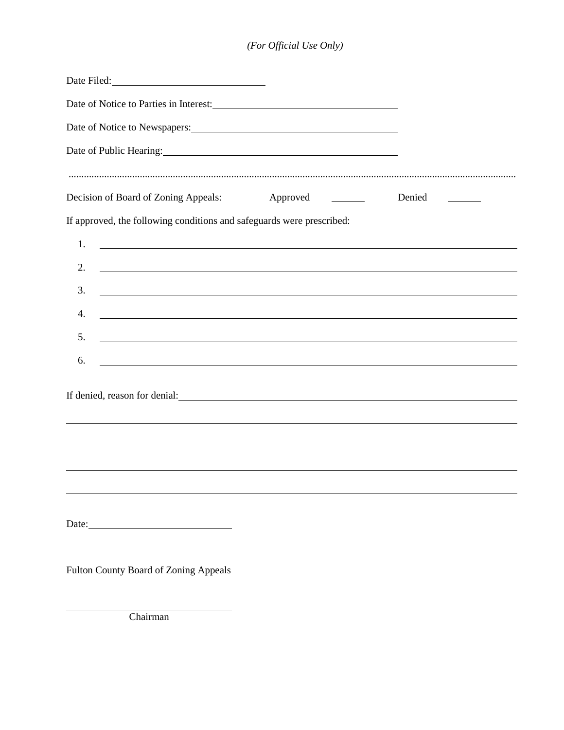*(For Official Use Only)*

Date Filed: ______________________________

Date of Notice to Parties in Interest: ____________________________________

Date of Notice to Newspapers: ________________________________________

Date of Public Hearing: _____________________________________________

.........................................................................................................................................................................

Decision of Board of Zoning Appeals: Approved _______ Denied _______

If approved, the following conditions and safeguards were prescribed:

1. ______________________________________________________________________
2. ______________________________________________________________________
3. ______________________________________________________________________
4. ______________________________________________________________________
5. ______________________________________________________________________
6. ______________________________________________________________________

If denied, reason for denial: _____________________________________________________

_____________________________________________________________________________

_____________________________________________________________________________

_____________________________________________________________________________

_____________________________________________________________________________

Date: ____________________________

Fulton County Board of Zoning Appeals

________________________________
Chairman